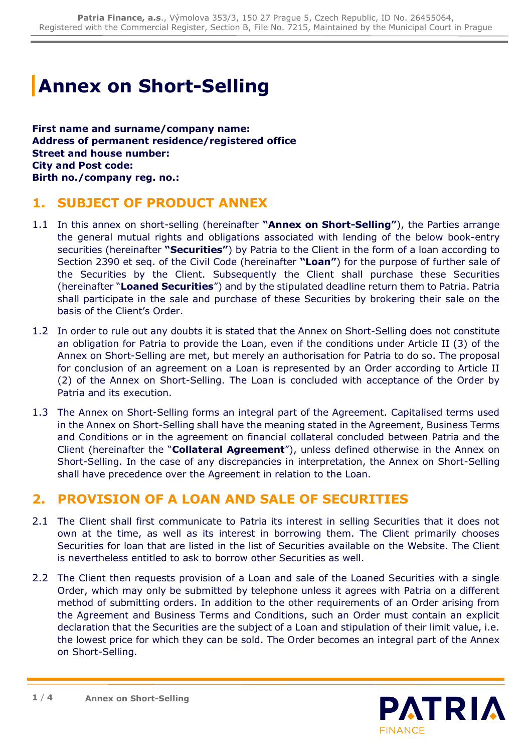# Annex on Short-Selling

**First name and surname/company name:**
**Address of permanent residence/registered office**
**Street and house number:**
**City and Post code:**
**Birth no./company reg. no.:**

## 1. SUBJECT OF PRODUCT ANNEX

1.1 In this annex on short-selling (hereinafter **"Annex on Short-Selling"**), the Parties arrange the general mutual rights and obligations associated with lending of the below book-entry securities (hereinafter **"Securities"**) by Patria to the Client in the form of a loan according to Section 2390 et seq. of the Civil Code (hereinafter **"Loan"**) for the purpose of further sale of the Securities by the Client. Subsequently the Client shall purchase these Securities (hereinafter "**Loaned Securities**") and by the stipulated deadline return them to Patria. Patria shall participate in the sale and purchase of these Securities by brokering their sale on the basis of the Client's Order.

1.2 In order to rule out any doubts it is stated that the Annex on Short-Selling does not constitute an obligation for Patria to provide the Loan, even if the conditions under Article II (3) of the Annex on Short-Selling are met, but merely an authorisation for Patria to do so. The proposal for conclusion of an agreement on a Loan is represented by an Order according to Article II (2) of the Annex on Short-Selling. The Loan is concluded with acceptance of the Order by Patria and its execution.

1.3 The Annex on Short-Selling forms an integral part of the Agreement. Capitalised terms used in the Annex on Short-Selling shall have the meaning stated in the Agreement, Business Terms and Conditions or in the agreement on financial collateral concluded between Patria and the Client (hereinafter the "**Collateral Agreement**"), unless defined otherwise in the Annex on Short-Selling. In the case of any discrepancies in interpretation, the Annex on Short-Selling shall have precedence over the Agreement in relation to the Loan.

## 2. PROVISION OF A LOAN AND SALE OF SECURITIES

2.1 The Client shall first communicate to Patria its interest in selling Securities that it does not own at the time, as well as its interest in borrowing them. The Client primarily chooses Securities for loan that are listed in the list of Securities available on the Website. The Client is nevertheless entitled to ask to borrow other Securities as well.

2.2 The Client then requests provision of a Loan and sale of the Loaned Securities with a single Order, which may only be submitted by telephone unless it agrees with Patria on a different method of submitting orders. In addition to the other requirements of an Order arising from the Agreement and Business Terms and Conditions, such an Order must contain an explicit declaration that the Securities are the subject of a Loan and stipulation of their limit value, i.e. the lowest price for which they can be sold. The Order becomes an integral part of the Annex on Short-Selling.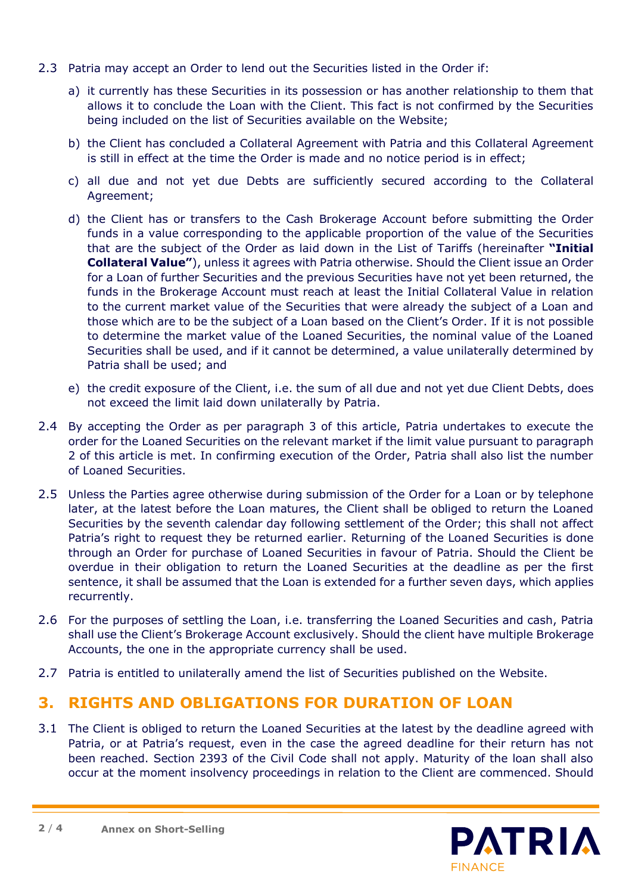2.3 Patria may accept an Order to lend out the Securities listed in the Order if:

a) it currently has these Securities in its possession or has another relationship to them that allows it to conclude the Loan with the Client. This fact is not confirmed by the Securities being included on the list of Securities available on the Website;

b) the Client has concluded a Collateral Agreement with Patria and this Collateral Agreement is still in effect at the time the Order is made and no notice period is in effect;

c) all due and not yet due Debts are sufficiently secured according to the Collateral Agreement;

d) the Client has or transfers to the Cash Brokerage Account before submitting the Order funds in a value corresponding to the applicable proportion of the value of the Securities that are the subject of the Order as laid down in the List of Tariffs (hereinafter **"Initial Collateral Value"**), unless it agrees with Patria otherwise. Should the Client issue an Order for a Loan of further Securities and the previous Securities have not yet been returned, the funds in the Brokerage Account must reach at least the Initial Collateral Value in relation to the current market value of the Securities that were already the subject of a Loan and those which are to be the subject of a Loan based on the Client's Order. If it is not possible to determine the market value of the Loaned Securities, the nominal value of the Loaned Securities shall be used, and if it cannot be determined, a value unilaterally determined by Patria shall be used; and

e) the credit exposure of the Client, i.e. the sum of all due and not yet due Client Debts, does not exceed the limit laid down unilaterally by Patria.

2.4 By accepting the Order as per paragraph 3 of this article, Patria undertakes to execute the order for the Loaned Securities on the relevant market if the limit value pursuant to paragraph 2 of this article is met. In confirming execution of the Order, Patria shall also list the number of Loaned Securities.

2.5 Unless the Parties agree otherwise during submission of the Order for a Loan or by telephone later, at the latest before the Loan matures, the Client shall be obliged to return the Loaned Securities by the seventh calendar day following settlement of the Order; this shall not affect Patria's right to request they be returned earlier. Returning of the Loaned Securities is done through an Order for purchase of Loaned Securities in favour of Patria. Should the Client be overdue in their obligation to return the Loaned Securities at the deadline as per the first sentence, it shall be assumed that the Loan is extended for a further seven days, which applies recurrently.

2.6 For the purposes of settling the Loan, i.e. transferring the Loaned Securities and cash, Patria shall use the Client's Brokerage Account exclusively. Should the client have multiple Brokerage Accounts, the one in the appropriate currency shall be used.

2.7 Patria is entitled to unilaterally amend the list of Securities published on the Website.

## 3. RIGHTS AND OBLIGATIONS FOR DURATION OF LOAN

3.1 The Client is obliged to return the Loaned Securities at the latest by the deadline agreed with Patria, or at Patria's request, even in the case the agreed deadline for their return has not been reached. Section 2393 of the Civil Code shall not apply. Maturity of the loan shall also occur at the moment insolvency proceedings in relation to the Client are commenced. Should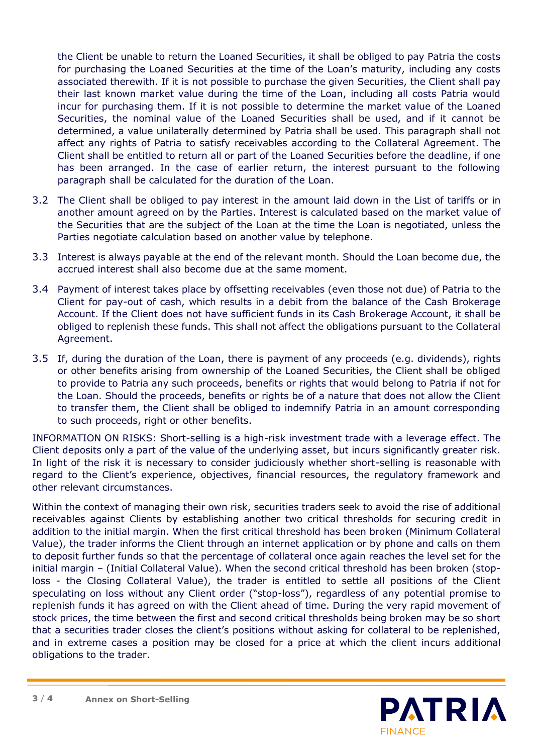the Client be unable to return the Loaned Securities, it shall be obliged to pay Patria the costs for purchasing the Loaned Securities at the time of the Loan's maturity, including any costs associated therewith. If it is not possible to purchase the given Securities, the Client shall pay their last known market value during the time of the Loan, including all costs Patria would incur for purchasing them. If it is not possible to determine the market value of the Loaned Securities, the nominal value of the Loaned Securities shall be used, and if it cannot be determined, a value unilaterally determined by Patria shall be used. This paragraph shall not affect any rights of Patria to satisfy receivables according to the Collateral Agreement. The Client shall be entitled to return all or part of the Loaned Securities before the deadline, if one has been arranged. In the case of earlier return, the interest pursuant to the following paragraph shall be calculated for the duration of the Loan.

3.2 The Client shall be obliged to pay interest in the amount laid down in the List of tariffs or in another amount agreed on by the Parties. Interest is calculated based on the market value of the Securities that are the subject of the Loan at the time the Loan is negotiated, unless the Parties negotiate calculation based on another value by telephone.

3.3 Interest is always payable at the end of the relevant month. Should the Loan become due, the accrued interest shall also become due at the same moment.

3.4 Payment of interest takes place by offsetting receivables (even those not due) of Patria to the Client for pay-out of cash, which results in a debit from the balance of the Cash Brokerage Account. If the Client does not have sufficient funds in its Cash Brokerage Account, it shall be obliged to replenish these funds. This shall not affect the obligations pursuant to the Collateral Agreement.

3.5 If, during the duration of the Loan, there is payment of any proceeds (e.g. dividends), rights or other benefits arising from ownership of the Loaned Securities, the Client shall be obliged to provide to Patria any such proceeds, benefits or rights that would belong to Patria if not for the Loan. Should the proceeds, benefits or rights be of a nature that does not allow the Client to transfer them, the Client shall be obliged to indemnify Patria in an amount corresponding to such proceeds, right or other benefits.

INFORMATION ON RISKS: Short-selling is a high-risk investment trade with a leverage effect. The Client deposits only a part of the value of the underlying asset, but incurs significantly greater risk. In light of the risk it is necessary to consider judiciously whether short-selling is reasonable with regard to the Client's experience, objectives, financial resources, the regulatory framework and other relevant circumstances.

Within the context of managing their own risk, securities traders seek to avoid the rise of additional receivables against Clients by establishing another two critical thresholds for securing credit in addition to the initial margin. When the first critical threshold has been broken (Minimum Collateral Value), the trader informs the Client through an internet application or by phone and calls on them to deposit further funds so that the percentage of collateral once again reaches the level set for the initial margin – (Initial Collateral Value). When the second critical threshold has been broken (stop-loss - the Closing Collateral Value), the trader is entitled to settle all positions of the Client speculating on loss without any Client order ("stop-loss"), regardless of any potential promise to replenish funds it has agreed on with the Client ahead of time. During the very rapid movement of stock prices, the time between the first and second critical thresholds being broken may be so short that a securities trader closes the client's positions without asking for collateral to be replenished, and in extreme cases a position may be closed for a price at which the client incurs additional obligations to the trader.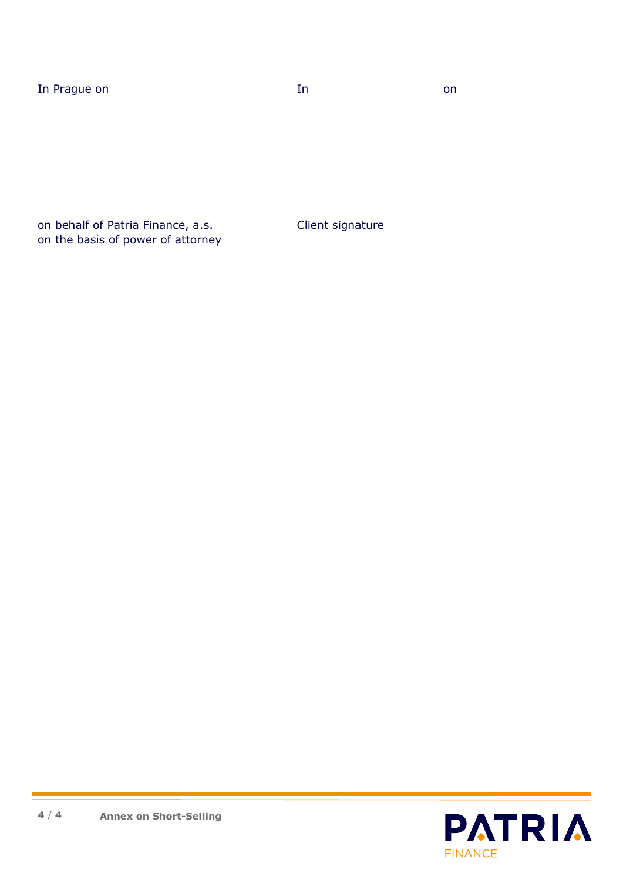In Prague on ____________________ In ____________________ on ____________________

______________________________________ ______________________________________

on behalf of Patria Finance, a.s.
on the basis of power of attorney

Client signature